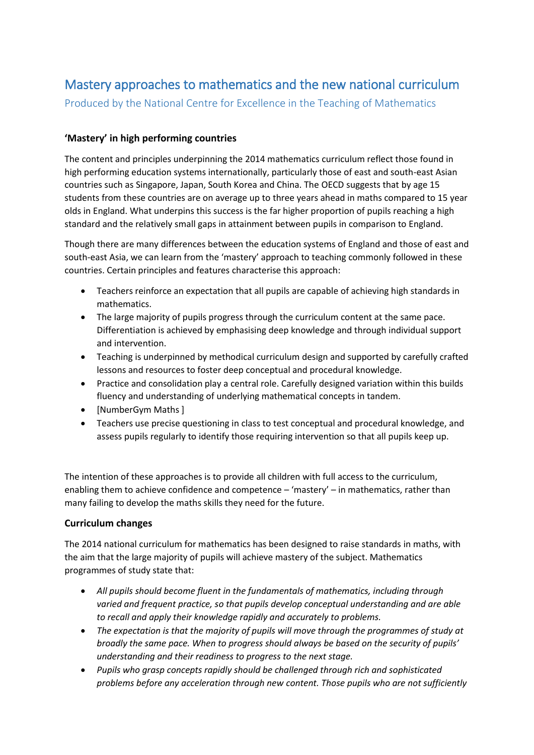# Mastery approaches to mathematics and the new national curriculum

Produced by the National Centre for Excellence in the Teaching of Mathematics

### 'Mastery' in high performing countries

The content and principles underpinning the 2014 mathematics curriculum reflect those found in high performing education systems internationally, particularly those of east and south-east Asian countries such as Singapore, Japan, South Korea and China. The OECD suggests that by age 15 students from these countries are on average up to three years ahead in maths compared to 15 year olds in England. What underpins this success is the far higher proportion of pupils reaching a high standard and the relatively small gaps in attainment between pupils in comparison to England.

Though there are many differences between the education systems of England and those of east and south-east Asia, we can learn from the 'mastery' approach to teaching commonly followed in these countries. Certain principles and features characterise this approach:

- Teachers reinforce an expectation that all pupils are capable of achieving high standards in mathematics.
- The large majority of pupils progress through the curriculum content at the same pace. Differentiation is achieved by emphasising deep knowledge and through individual support and intervention.
- Teaching is underpinned by methodical curriculum design and supported by carefully crafted lessons and resources to foster deep conceptual and procedural knowledge.
- Practice and consolidation play a central role. Carefully designed variation within this builds fluency and understanding of underlying mathematical concepts in tandem.
- [NumberGym Maths ]
- Teachers use precise questioning in class to test conceptual and procedural knowledge, and assess pupils regularly to identify those requiring intervention so that all pupils keep up.

The intention of these approaches is to provide all children with full access to the curriculum, enabling them to achieve confidence and competence – 'mastery' – in mathematics, rather than many failing to develop the maths skills they need for the future.

### Curriculum changes

The 2014 national curriculum for mathematics has been designed to raise standards in maths, with the aim that the large majority of pupils will achieve mastery of the subject. Mathematics programmes of study state that:

- *All pupils should become fluent in the fundamentals of mathematics, including through varied and frequent practice, so that pupils develop conceptual understanding and are able to recall and apply their knowledge rapidly and accurately to problems.*
- *The expectation is that the majority of pupils will move through the programmes of study at broadly the same pace. When to progress should always be based on the security of pupils' understanding and their readiness to progress to the next stage.*
- *Pupils who grasp concepts rapidly should be challenged through rich and sophisticated problems before any acceleration through new content. Those pupils who are not sufficiently*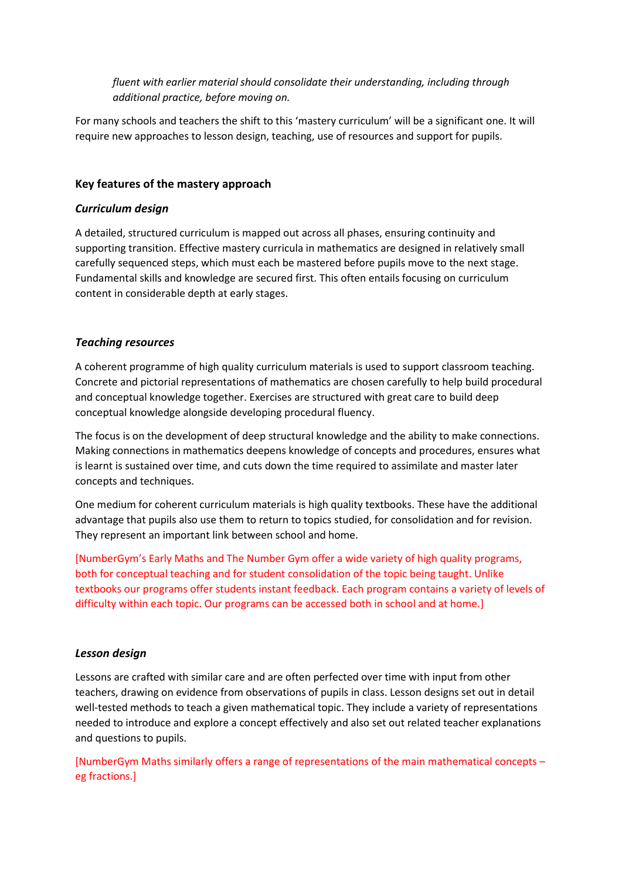*fluent with earlier material should consolidate their understanding, including through additional practice, before moving on.*

For many schools and teachers the shift to this 'mastery curriculum' will be a significant one. It will require new approaches to lesson design, teaching, use of resources and support for pupils.

### Key features of the mastery approach

#### *Curriculum design*

A detailed, structured curriculum is mapped out across all phases, ensuring continuity and supporting transition. Effective mastery curricula in mathematics are designed in relatively small carefully sequenced steps, which must each be mastered before pupils move to the next stage. Fundamental skills and knowledge are secured first. This often entails focusing on curriculum content in considerable depth at early stages.

#### *Teaching resources*

A coherent programme of high quality curriculum materials is used to support classroom teaching. Concrete and pictorial representations of mathematics are chosen carefully to help build procedural and conceptual knowledge together. Exercises are structured with great care to build deep conceptual knowledge alongside developing procedural fluency.

The focus is on the development of deep structural knowledge and the ability to make connections. Making connections in mathematics deepens knowledge of concepts and procedures, ensures what is learnt is sustained over time, and cuts down the time required to assimilate and master later concepts and techniques.

One medium for coherent curriculum materials is high quality textbooks. These have the additional advantage that pupils also use them to return to topics studied, for consolidation and for revision. They represent an important link between school and home.

[NumberGym's Early Maths and The Number Gym offer a wide variety of high quality programs, both for conceptual teaching and for student consolidation of the topic being taught. Unlike textbooks our programs offer students instant feedback. Each program contains a variety of levels of difficulty within each topic. Our programs can be accessed both in school and at home.]

#### *Lesson design*

Lessons are crafted with similar care and are often perfected over time with input from other teachers, drawing on evidence from observations of pupils in class. Lesson designs set out in detail well-tested methods to teach a given mathematical topic. They include a variety of representations needed to introduce and explore a concept effectively and also set out related teacher explanations and questions to pupils.

[NumberGym Maths similarly offers a range of representations of the main mathematical concepts – eg fractions.]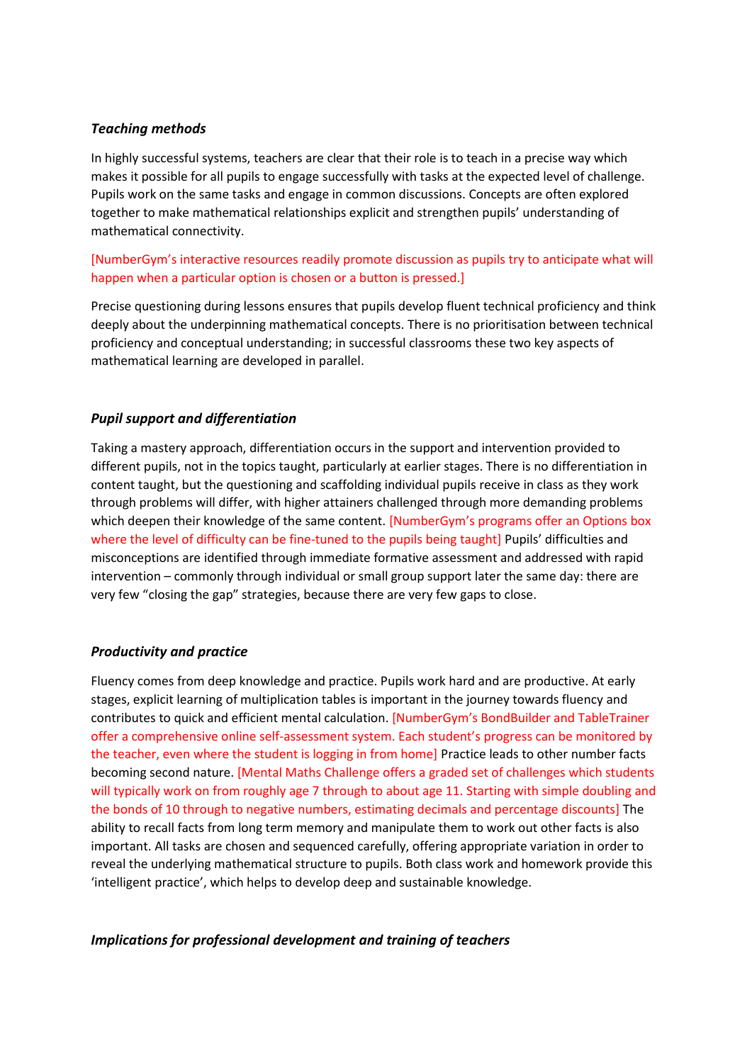### *Teaching methods*

In highly successful systems, teachers are clear that their role is to teach in a precise way which makes it possible for all pupils to engage successfully with tasks at the expected level of challenge. Pupils work on the same tasks and engage in common discussions. Concepts are often explored together to make mathematical relationships explicit and strengthen pupils' understanding of mathematical connectivity.

[NumberGym's interactive resources readily promote discussion as pupils try to anticipate what will happen when a particular option is chosen or a button is pressed.]

Precise questioning during lessons ensures that pupils develop fluent technical proficiency and think deeply about the underpinning mathematical concepts. There is no prioritisation between technical proficiency and conceptual understanding; in successful classrooms these two key aspects of mathematical learning are developed in parallel.

### *Pupil support and differentiation*

Taking a mastery approach, differentiation occurs in the support and intervention provided to different pupils, not in the topics taught, particularly at earlier stages. There is no differentiation in content taught, but the questioning and scaffolding individual pupils receive in class as they work through problems will differ, with higher attainers challenged through more demanding problems which deepen their knowledge of the same content. [NumberGym's programs offer an Options box where the level of difficulty can be fine-tuned to the pupils being taught] Pupils' difficulties and misconceptions are identified through immediate formative assessment and addressed with rapid intervention – commonly through individual or small group support later the same day: there are very few "closing the gap" strategies, because there are very few gaps to close.

### *Productivity and practice*

Fluency comes from deep knowledge and practice. Pupils work hard and are productive. At early stages, explicit learning of multiplication tables is important in the journey towards fluency and contributes to quick and efficient mental calculation. [NumberGym's BondBuilder and TableTrainer offer a comprehensive online self-assessment system. Each student's progress can be monitored by the teacher, even where the student is logging in from home] Practice leads to other number facts becoming second nature. [Mental Maths Challenge offers a graded set of challenges which students will typically work on from roughly age 7 through to about age 11. Starting with simple doubling and the bonds of 10 through to negative numbers, estimating decimals and percentage discounts] The ability to recall facts from long term memory and manipulate them to work out other facts is also important. All tasks are chosen and sequenced carefully, offering appropriate variation in order to reveal the underlying mathematical structure to pupils. Both class work and homework provide this 'intelligent practice', which helps to develop deep and sustainable knowledge.

### *Implications for professional development and training of teachers*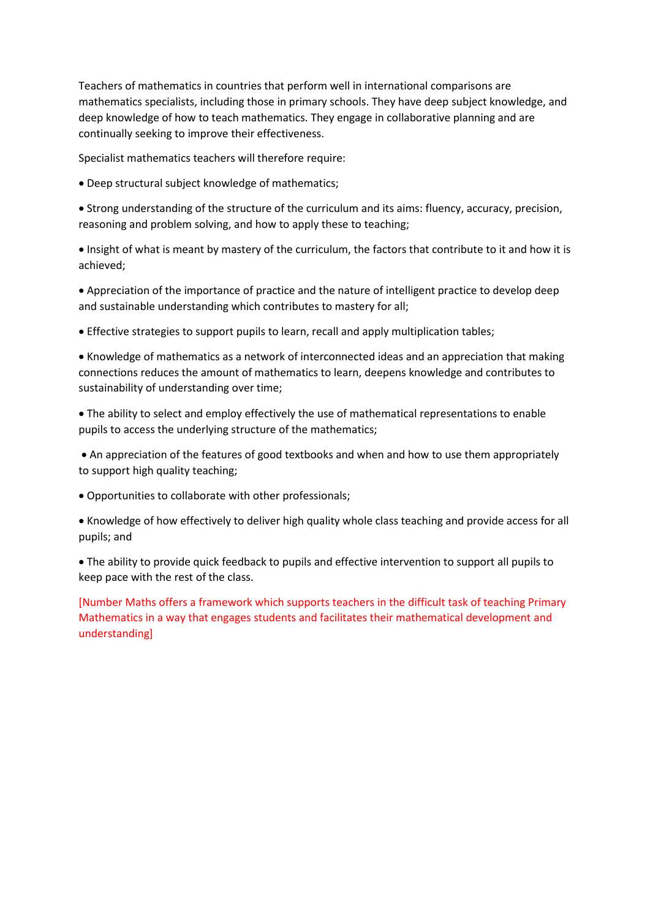Teachers of mathematics in countries that perform well in international comparisons are mathematics specialists, including those in primary schools. They have deep subject knowledge, and deep knowledge of how to teach mathematics. They engage in collaborative planning and are continually seeking to improve their effectiveness.

Specialist mathematics teachers will therefore require:

- Deep structural subject knowledge of mathematics;
- Strong understanding of the structure of the curriculum and its aims: fluency, accuracy, precision, reasoning and problem solving, and how to apply these to teaching;
- Insight of what is meant by mastery of the curriculum, the factors that contribute to it and how it is achieved;
- Appreciation of the importance of practice and the nature of intelligent practice to develop deep and sustainable understanding which contributes to mastery for all;
- Effective strategies to support pupils to learn, recall and apply multiplication tables;
- Knowledge of mathematics as a network of interconnected ideas and an appreciation that making connections reduces the amount of mathematics to learn, deepens knowledge and contributes to sustainability of understanding over time;
- The ability to select and employ effectively the use of mathematical representations to enable pupils to access the underlying structure of the mathematics;
- An appreciation of the features of good textbooks and when and how to use them appropriately to support high quality teaching;
- Opportunities to collaborate with other professionals;
- Knowledge of how effectively to deliver high quality whole class teaching and provide access for all pupils; and
- The ability to provide quick feedback to pupils and effective intervention to support all pupils to keep pace with the rest of the class.

[Number Maths offers a framework which supports teachers in the difficult task of teaching Primary Mathematics in a way that engages students and facilitates their mathematical development and understanding]